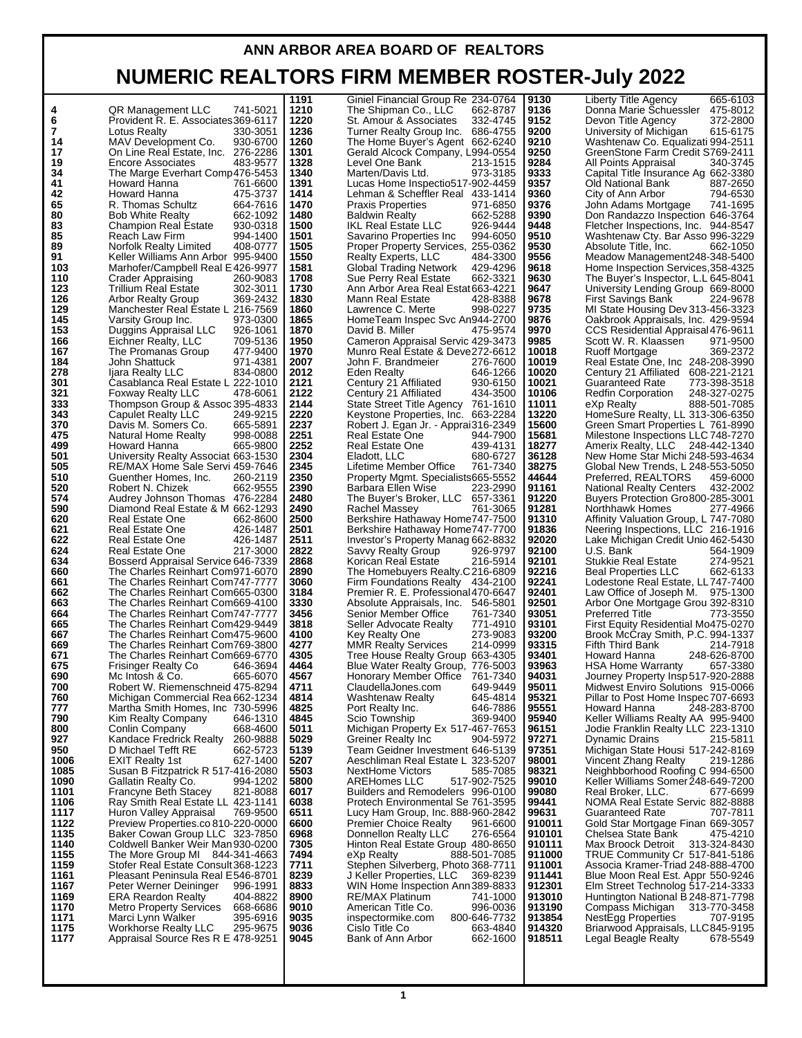# ANN ARBOR AREA BOARD OF REALTORS

# NUMERIC REALTORS FIRM MEMBER ROSTER-July 2022

| No. | Firm | Phone |
|---|---|---|
| 4 | QR Management LLC | 741-5021 |
| 6 | Provident R. E. Associates | 369-6117 |
| 7 | Lotus Realty | 330-3051 |
| 14 | MAV Development Co. | 930-6700 |
| 17 | On Line Real Estate, Inc. | 276-2286 |
| 19 | Encore Associates | 483-9577 |
| 34 | The Marge Everhart Comp | 476-5453 |
| 41 | Howard Hanna | 761-6600 |
| 42 | Howard Hanna | 475-3737 |
| 65 | R. Thomas Schultz | 664-7616 |
| 80 | Bob White Realty | 662-1092 |
| 83 | Champion Real Estate | 930-0318 |
| 85 | Reach Law Firm | 994-1400 |
| 89 | Norfolk Realty Limited | 408-0777 |
| 91 | Keller Williams Ann Arbor | 995-9400 |
| 103 | Marhofer/Campbell Real E | 426-9977 |
| 110 | Crader Appraising | 260-9083 |
| 123 | Trillium Real Estate | 302-3011 |
| 126 | Arbor Realty Group | 369-2432 |
| 129 | Manchester Real Estate L | 216-7569 |
| 145 | Varsity Group Inc. | 973-0300 |
| 153 | Duggins Appraisal LLC | 926-1061 |
| 166 | Eichner Realty, LLC | 709-5136 |
| 167 | The Promanas Group | 477-9400 |
| 184 | John Shattuck | 971-4381 |
| 278 | Ijara Realty LLC | 834-0800 |
| 301 | Casablanca Real Estate L | 222-1010 |
| 321 | Foxway Realty LLC | 478-6061 |
| 333 | Thompson Group & Assoc | 395-4833 |
| 343 | Capulet Realty LLC | 249-9215 |
| 370 | Davis M. Somers Co. | 665-5891 |
| 475 | Natural Home Realty | 998-0088 |
| 499 | Howard Hanna | 665-9800 |
| 501 | University Realty Associat | 663-1530 |
| 505 | RE/MAX Home Sale Servi | 459-7646 |
| 510 | Guenther Homes, Inc. | 260-2119 |
| 520 | Robert N. Chizek | 662-9555 |
| 574 | Audrey Johnson Thomas | 476-2284 |
| 590 | Diamond Real Estate & M | 662-1293 |
| 620 | Real Estate One | 662-8600 |
| 621 | Real Estate One | 426-1487 |
| 622 | Real Estate One | 426-1487 |
| 624 | Real Estate One | 217-3000 |
| 634 | Bosserd Appraisal Service | 646-7339 |
| 660 | The Charles Reinhart Com | 971-6070 |
| 661 | The Charles Reinhart Com | 747-7777 |
| 662 | The Charles Reinhart Com | 665-0300 |
| 663 | The Charles Reinhart Com | 669-4100 |
| 664 | The Charles Reinhart Com | 747-7777 |
| 665 | The Charles Reinhart Com | 429-9449 |
| 667 | The Charles Reinhart Com | 475-9600 |
| 669 | The Charles Reinhart Com | 769-3800 |
| 671 | The Charles Reinhart Com | 669-6770 |
| 675 | Frisinger Realty Co | 646-3694 |
| 690 | Mc Intosh & Co. | 665-6070 |
| 700 | Robert W. Riemenschneid | 475-8294 |
| 760 | Michigan Commercial Rea | 662-1234 |
| 777 | Martha Smith Homes, Inc | 730-5996 |
| 790 | Kim Realty Company | 646-1310 |
| 800 | Conlin Company | 668-4600 |
| 927 | Kandace Fredrick Realty | 260-9888 |
| 950 | D Michael Tefft RE | 662-5723 |
| 1006 | EXIT Realty 1st | 627-1400 |
| 1085 | Susan B Fitzpatrick R | 517-416-2080 |
| 1090 | Gallatin Realty Co. | 994-1202 |
| 1101 | Francyne Beth Stacey | 821-8088 |
| 1106 | Ray Smith Real Estate LL | 423-1141 |
| 1117 | Huron Valley Appraisal | 769-9500 |
| 1122 | Preview Properties.co | 810-220-0000 |
| 1135 | Baker Cowan Group LLC | 323-7850 |
| 1140 | Coldwell Banker Weir Man | 930-0200 |
| 1155 | The More Group MI | 844-341-4663 |
| 1159 | Stofer Real Estate Consult | 368-1223 |
| 1161 | Pleasant Peninsula Real E | 546-8701 |
| 1167 | Peter Werner Deininger | 996-1991 |
| 1169 | ERA Reardon Realty | 404-8822 |
| 1170 | Metro Property Services | 668-6686 |
| 1171 | Marci Lynn Walker | 395-6916 |
| 1175 | Workhorse Realty LLC | 295-9675 |
| 1177 | Appraisal Source Res R E | 478-9251 |
| 1191 | Giniel Financial Group Re | 234-0764 |
| 1210 | The Shipman Co., LLC | 662-8787 |
| 1220 | St. Amour & Associates | 332-4745 |
| 1236 | Turner Realty Group Inc. | 686-4755 |
| 1260 | The Home Buyer's Agent | 662-6240 |
| 1301 | Gerald Alcock Company, L | 994-0554 |
| 1328 | Level One Bank | 213-1515 |
| 1340 | Marten/Davis Ltd. | 973-3185 |
| 1391 | Lucas Home Inspectio | 517-902-4459 |
| 1414 | Lehman & Scheffler Real | 433-1414 |
| 1470 | Praxis Properties | 971-6850 |
| 1480 | Baldwin Realty | 662-5288 |
| 1500 | IKL Real Estate LLC | 926-9444 |
| 1501 | Savarino Properties Inc | 994-6050 |
| 1505 | Proper Property Services, | 255-0362 |
| 1550 | Realty Experts, LLC | 484-3300 |
| 1581 | Global Trading Network | 429-4296 |
| 1708 | Sue Perry Real Estate | 662-3321 |
| 1730 | Ann Arbor Area Real Estat | 663-4221 |
| 1830 | Mann Real Estate | 428-8388 |
| 1860 | Lawrence C. Merte | 998-0227 |
| 1865 | HomeTeam Inspec Svc An | 944-2700 |
| 1870 | David B. Miller | 475-9574 |
| 1950 | Cameron Appraisal Servic | 429-3473 |
| 1970 | Munro Real Estate & Deve | 272-6612 |
| 2007 | John F. Brandmeier | 276-7600 |
| 2012 | Eden Realty | 646-1266 |
| 2121 | Century 21 Affiliated | 930-6150 |
| 2122 | Century 21 Affiliated | 434-3500 |
| 2144 | State Street Title Agency | 761-1610 |
| 2220 | Keystone Properties, Inc. | 663-2284 |
| 2237 | Robert J. Egan Jr. - Apprai | 316-2349 |
| 2251 | Real Estate One | 944-7900 |
| 2252 | Real Estate One | 439-4131 |
| 2304 | Eladott, LLC | 680-6727 |
| 2345 | Lifetime Member Office | 761-7340 |
| 2350 | Property Mgmt. Specialists | 665-5552 |
| 2390 | Barbara Ellen Wise | 223-2990 |
| 2480 | The Buyer's Broker, LLC | 657-3361 |
| 2490 | Rachel Massey | 761-3065 |
| 2500 | Berkshire Hathaway Home | 747-7500 |
| 2501 | Berkshire Hathaway Home | 747-7700 |
| 2511 | Investor's Property Manag | 662-8832 |
| 2822 | Savvy Realty Group | 926-9797 |
| 2868 | Korican Real Estate | 216-5914 |
| 2890 | The Homebuyers Realty.C | 216-6809 |
| 3060 | Firm Foundations Realty | 434-2100 |
| 3184 | Premier R. E. Professional | 470-6647 |
| 3330 | Absolute Appraisals, Inc. | 546-5801 |
| 3456 | Senior Member Office | 761-7340 |
| 3818 | Seller Advocate Realty | 771-4910 |
| 4100 | Key Realty One | 273-9083 |
| 4277 | MMR Realty Services | 214-0999 |
| 4305 | Tree House Realty Group | 663-4305 |
| 4464 | Blue Water Realty Group, | 776-5003 |
| 4567 | Honorary Member Office | 761-7340 |
| 4711 | ClaudellaJones.com | 649-9449 |
| 4814 | Washtenaw Realty | 645-4814 |
| 4825 | Port Realty Inc. | 646-7886 |
| 4845 | Scio Township | 369-9400 |
| 5011 | Michigan Property Ex | 517-467-7653 |
| 5029 | Greiner Realty Inc | 904-5972 |
| 5139 | Team Geidner Investment | 646-5139 |
| 5207 | Aeschliman Real Estate L | 323-5207 |
| 5503 | NextHome Victors | 585-7085 |
| 5800 | AREHomes LLC | 517-902-7525 |
| 6017 | Builders and Remodelers | 996-0100 |
| 6038 | Protech Environmental Se | 761-3595 |
| 6511 | Lucy Ham Group, Inc. | 888-962-2842 |
| 6600 | Premier Choice Realty | 961-6600 |
| 6968 | Donnellon Realty LLC | 276-6564 |
| 7305 | Hinton Real Estate Group | 480-8650 |
| 7494 | eXp Realty | 888-501-7085 |
| 7711 | Stephen Silverberg, Photo | 368-7711 |
| 8239 | J Keller Properties, LLC | 369-8239 |
| 8833 | WIN Home Inspection Ann | 389-8833 |
| 8900 | RE/MAX Platinum | 741-1000 |
| 9010 | American Title Co. | 996-0036 |
| 9035 | inspectormike.com | 800-646-7732 |
| 9036 | Cislo Title Co | 663-4840 |
| 9045 | Bank of Ann Arbor | 662-1600 |
| 9130 | Liberty Title Agency | 665-6103 |
| 9136 | Donna Marie Schuessler | 475-8012 |
| 9152 | Devon Title Agency | 372-2800 |
| 9200 | University of Michigan | 615-6175 |
| 9210 | Washtenaw Co. Equalizati | 994-2511 |
| 9250 | GreenStone Farm Credit S | 769-2411 |
| 9284 | All Points Appraisal | 340-3745 |
| 9333 | Capital Title Insurance Ag | 662-3380 |
| 9357 | Old National Bank | 887-2650 |
| 9360 | City of Ann Arbor | 794-6530 |
| 9376 | John Adams Mortgage | 741-1695 |
| 9390 | Don Randazzo Inspection | 646-3764 |
| 9448 | Fletcher Inspections, Inc. | 944-8547 |
| 9510 | Washtenaw Cty. Bar Asso | 996-3229 |
| 9530 | Absolute Title, Inc. | 662-1050 |
| 9556 | Meadow Management | 248-348-5400 |
| 9618 | Home Inspection Services, | 358-4325 |
| 9630 | The Buyer's Inspector, L.L | 645-8041 |
| 9647 | University Lending Group | 669-8000 |
| 9678 | First Savings Bank | 226-9678 |
| 9735 | MI State Housing Dev | 313-456-3323 |
| 9876 | Oakbrook Appraisals, Inc. | 429-9594 |
| 9970 | CCS Residential Appraisal | 476-9611 |
| 9985 | Scott W. R. Klaassen | 971-9500 |
| 10018 | Ruoff Mortgage | 369-2372 |
| 10019 | Real Estate One, Inc | 248-208-3990 |
| 10020 | Century 21 Affiliated | 608-221-2121 |
| 10021 | Guaranteed Rate | 773-398-3518 |
| 10106 | Redfin Corporation | 248-327-0275 |
| 11011 | eXp Realty | 888-501-7085 |
| 13220 | HomeSure Realty, LL | 313-306-6350 |
| 15600 | Green Smart Properties L | 761-8990 |
| 15681 | Milestone Inspections LLC | 748-7270 |
| 18277 | Amerix Realty, LLC | 248-442-1340 |
| 36128 | New Home Star Michi | 248-593-4634 |
| 38275 | Global New Trends, L | 248-553-5050 |
| 44644 | Preferred, REALTORS | 459-6000 |
| 91161 | National Realty Centers | 432-2002 |
| 91220 | Buyers Protection Gro | 800-285-3001 |
| 91281 | Northhawk Homes | 277-4966 |
| 91310 | Affinity Valuation Group, L | 747-7080 |
| 91836 | Neering Inspections, LLC | 216-1916 |
| 92020 | Lake Michigan Credit Unio | 462-5430 |
| 92100 | U.S. Bank | 564-1909 |
| 92101 | Stukkie Real Estate | 274-9521 |
| 92216 | Beal Properties LLC | 662-6133 |
| 92241 | Lodestone Real Estate, LL | 747-7400 |
| 92401 | Law Office of Joseph M. | 975-1300 |
| 92501 | Arbor One Mortgage Grou | 392-8310 |
| 93051 | Preferred Title | 773-3550 |
| 93101 | First Equity Residential Mo | 475-0270 |
| 93200 | Brook McCray Smith, P.C. | 994-1337 |
| 93315 | Fifth Third Bank | 214-7918 |
| 93401 | Howard Hanna | 248-626-8700 |
| 93963 | HSA Home Warranty | 657-3380 |
| 94031 | Journey Property Insp | 517-920-2888 |
| 95011 | Midwest Enviro Solutions | 915-0066 |
| 95321 | Pillar to Post Home Inspec | 707-6693 |
| 95551 | Howard Hanna | 248-283-8700 |
| 95940 | Keller Williams Realty AA | 995-9400 |
| 96151 | Jodie Franklin Realty LLC | 223-1310 |
| 97271 | Dynamic Drains | 215-5811 |
| 97351 | Michigan State Housi | 517-242-8169 |
| 98001 | Vincent Zhang Realty | 219-1286 |
| 98321 | Neighbborhood Roofing C | 994-6500 |
| 99010 | Keller Williams Somer | 248-649-7200 |
| 99080 | Real Broker, LLC. | 677-6699 |
| 99441 | NOMA Real Estate Servic | 882-8888 |
| 99631 | Guaranteed Rate | 707-7811 |
| 910011 | Gold Star Mortgage Finan | 669-3057 |
| 910101 | Chelsea State Bank | 475-4210 |
| 910111 | Max Broock Detroit | 313-324-8430 |
| 911000 | TRUE Community Cr | 517-841-5186 |
| 911001 | Associa Kramer-Triad | 248-888-4700 |
| 911441 | Blue Moon Real Est. Appr | 550-9246 |
| 912301 | Elm Street Technolog | 517-214-3333 |
| 913010 | Huntington National B | 248-871-7798 |
| 913190 | Compass Michigan | 313-770-3458 |
| 913854 | NestEgg Properties | 707-9195 |
| 914320 | Briarwood Appraisals, LLC | 845-9195 |
| 918511 | Legal Beagle Realty | 678-5549 |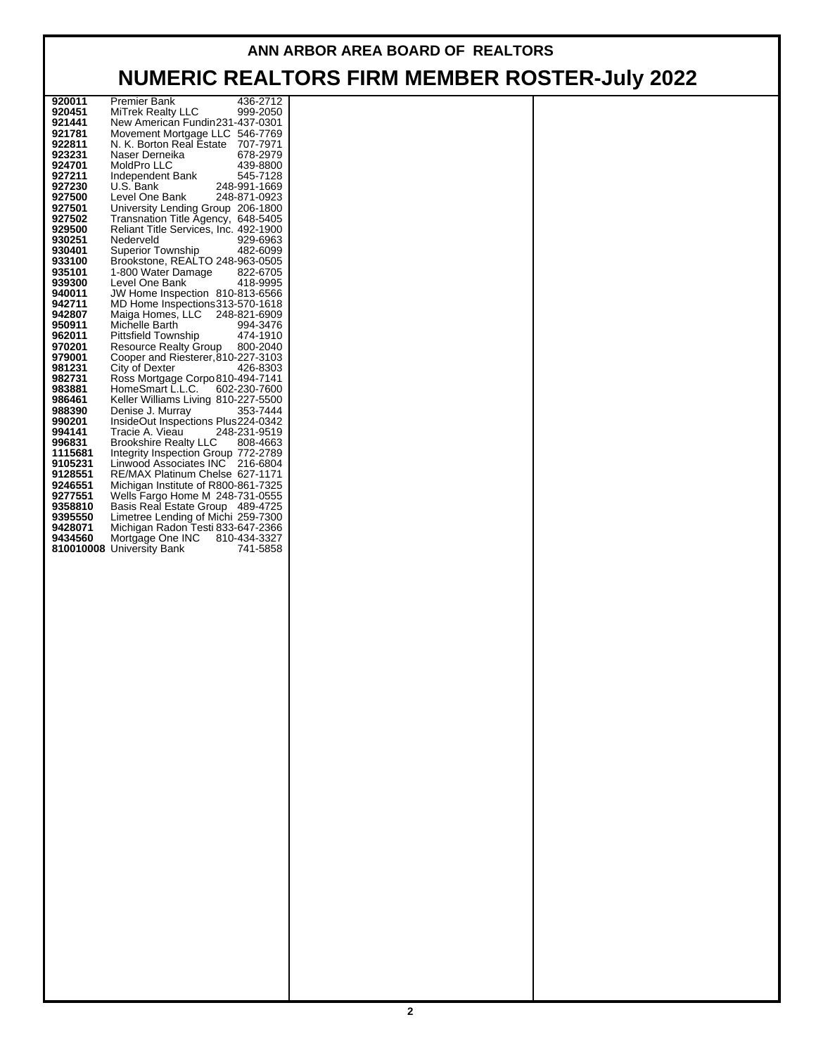# ANN ARBOR AREA BOARD OF REALTORS

# NUMERIC REALTORS FIRM MEMBER ROSTER-July 2022

| | | |
|---|---|---|
| **920011** | Premier Bank | 436-2712 |
| **920451** | MiTrek Realty LLC | 999-2050 |
| **921441** | New American Fundin | 231-437-0301 |
| **921781** | Movement Mortgage LLC | 546-7769 |
| **922811** | N. K. Borton Real Estate | 707-7971 |
| **923231** | Naser Derneika | 678-2979 |
| **924701** | MoldPro LLC | 439-8800 |
| **927211** | Independent Bank | 545-7128 |
| **927230** | U.S. Bank | 248-991-1669 |
| **927500** | Level One Bank | 248-871-0923 |
| **927501** | University Lending Group | 206-1800 |
| **927502** | Transnation Title Agency, | 648-5405 |
| **929500** | Reliant Title Services, Inc. | 492-1900 |
| **930251** | Nederveld | 929-6963 |
| **930401** | Superior Township | 482-6099 |
| **933100** | Brookstone, REALTO | 248-963-0505 |
| **935101** | 1-800 Water Damage | 822-6705 |
| **939300** | Level One Bank | 418-9995 |
| **940011** | JW Home Inspection | 810-813-6566 |
| **942711** | MD Home Inspections | 313-570-1618 |
| **942807** | Maiga Homes, LLC | 248-821-6909 |
| **950911** | Michelle Barth | 994-3476 |
| **962011** | Pittsfield Township | 474-1910 |
| **970201** | Resource Realty Group | 800-2040 |
| **979001** | Cooper and Riesterer, | 810-227-3103 |
| **981231** | City of Dexter | 426-8303 |
| **982731** | Ross Mortgage Corpo | 810-494-7141 |
| **983881** | HomeSmart L.L.C. | 602-230-7600 |
| **986461** | Keller Williams Living | 810-227-5500 |
| **988390** | Denise J. Murray | 353-7444 |
| **990201** | InsideOut Inspections Plus | 224-0342 |
| **994141** | Tracie A. Vieau | 248-231-9519 |
| **996831** | Brookshire Realty LLC | 808-4663 |
| **1115681** | Integrity Inspection Group | 772-2789 |
| **9105231** | Linwood Associates INC | 216-6804 |
| **9128551** | RE/MAX Platinum Chelse | 627-1171 |
| **9246551** | Michigan Institute of R | 800-861-7325 |
| **9277551** | Wells Fargo Home M | 248-731-0555 |
| **9358810** | Basis Real Estate Group | 489-4725 |
| **9395550** | Limetree Lending of Michi | 259-7300 |
| **9428071** | Michigan Radon Testi | 833-647-2366 |
| **9434560** | Mortgage One INC | 810-434-3327 |
| **810010008** | University Bank | 741-5858 |